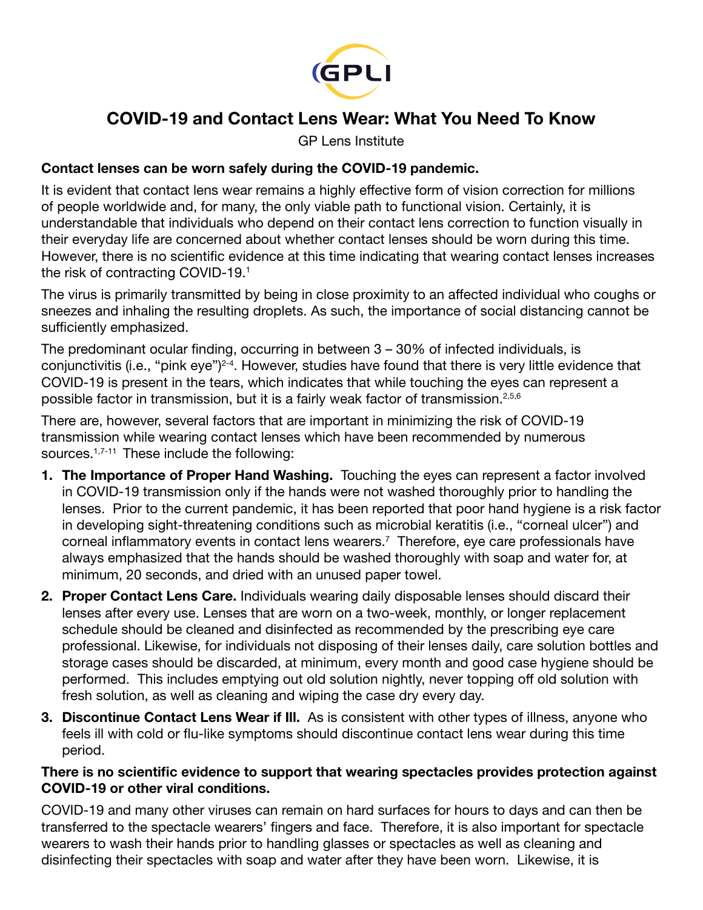GPLI

# COVID-19 and Contact Lens Wear: What You Need To Know

GP Lens Institute

**Contact lenses can be worn safely during the COVID-19 pandemic.**

It is evident that contact lens wear remains a highly effective form of vision correction for millions of people worldwide and, for many, the only viable path to functional vision. Certainly, it is understandable that individuals who depend on their contact lens correction to function visually in their everyday life are concerned about whether contact lenses should be worn during this time. However, there is no scientific evidence at this time indicating that wearing contact lenses increases the risk of contracting COVID-19.[1]

The virus is primarily transmitted by being in close proximity to an affected individual who coughs or sneezes and inhaling the resulting droplets. As such, the importance of social distancing cannot be sufficiently emphasized.

The predominant ocular finding, occurring in between 3 – 30% of infected individuals, is conjunctivitis (i.e., "pink eye")[2-4]. However, studies have found that there is very little evidence that COVID-19 is present in the tears, which indicates that while touching the eyes can represent a possible factor in transmission, but it is a fairly weak factor of transmission.[2,5,6]

There are, however, several factors that are important in minimizing the risk of COVID-19 transmission while wearing contact lenses which have been recommended by numerous sources.[1,7-11] These include the following:

1. **The Importance of Proper Hand Washing.** Touching the eyes can represent a factor involved in COVID-19 transmission only if the hands were not washed thoroughly prior to handling the lenses. Prior to the current pandemic, it has been reported that poor hand hygiene is a risk factor in developing sight-threatening conditions such as microbial keratitis (i.e., "corneal ulcer") and corneal inflammatory events in contact lens wearers.[7] Therefore, eye care professionals have always emphasized that the hands should be washed thoroughly with soap and water for, at minimum, 20 seconds, and dried with an unused paper towel.
2. **Proper Contact Lens Care.** Individuals wearing daily disposable lenses should discard their lenses after every use. Lenses that are worn on a two-week, monthly, or longer replacement schedule should be cleaned and disinfected as recommended by the prescribing eye care professional. Likewise, for individuals not disposing of their lenses daily, care solution bottles and storage cases should be discarded, at minimum, every month and good case hygiene should be performed. This includes emptying out old solution nightly, never topping off old solution with fresh solution, as well as cleaning and wiping the case dry every day.
3. **Discontinue Contact Lens Wear if Ill.** As is consistent with other types of illness, anyone who feels ill with cold or flu-like symptoms should discontinue contact lens wear during this time period.

**There is no scientific evidence to support that wearing spectacles provides protection against COVID-19 or other viral conditions.**

COVID-19 and many other viruses can remain on hard surfaces for hours to days and can then be transferred to the spectacle wearers' fingers and face. Therefore, it is also important for spectacle wearers to wash their hands prior to handling glasses or spectacles as well as cleaning and disinfecting their spectacles with soap and water after they have been worn. Likewise, it is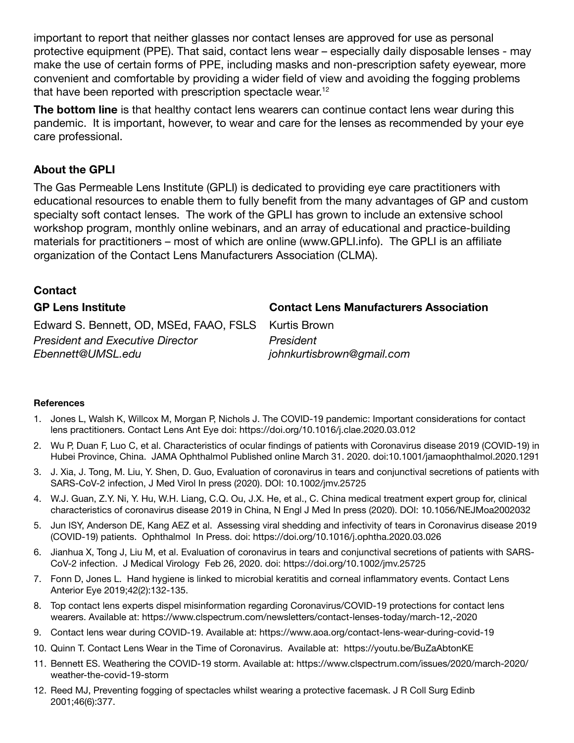important to report that neither glasses nor contact lenses are approved for use as personal protective equipment (PPE). That said, contact lens wear – especially daily disposable lenses - may make the use of certain forms of PPE, including masks and non-prescription safety eyewear, more convenient and comfortable by providing a wider field of view and avoiding the fogging problems that have been reported with prescription spectacle wear.[12]

**The bottom line** is that healthy contact lens wearers can continue contact lens wear during this pandemic. It is important, however, to wear and care for the lenses as recommended by your eye care professional.

## About the GPLI

The Gas Permeable Lens Institute (GPLI) is dedicated to providing eye care practitioners with educational resources to enable them to fully benefit from the many advantages of GP and custom specialty soft contact lenses. The work of the GPLI has grown to include an extensive school workshop program, monthly online webinars, and an array of educational and practice-building materials for practitioners – most of which are online (www.GPLI.info). The GPLI is an affiliate organization of the Contact Lens Manufacturers Association (CLMA).

## Contact

**GP Lens Institute**

Edward S. Bennett, OD, MSEd, FAAO, FSLS
*President and Executive Director*
*Ebennett@UMSL.edu*

**Contact Lens Manufacturers Association**

Kurtis Brown
*President*
*johnkurtisbrown@gmail.com*

#### References

1. Jones L, Walsh K, Willcox M, Morgan P, Nichols J. The COVID-19 pandemic: Important considerations for contact lens practitioners. Contact Lens Ant Eye doi: https://doi.org/10.1016/j.clae.2020.03.012
2. Wu P, Duan F, Luo C, et al. Characteristics of ocular findings of patients with Coronavirus disease 2019 (COVID-19) in Hubei Province, China. JAMA Ophthalmol Published online March 31. 2020. doi:10.1001/jamaophthalmol.2020.1291
3. J. Xia, J. Tong, M. Liu, Y. Shen, D. Guo, Evaluation of coronavirus in tears and conjunctival secretions of patients with SARS-CoV-2 infection, J Med Virol In press (2020). DOI: 10.1002/jmv.25725
4. W.J. Guan, Z.Y. Ni, Y. Hu, W.H. Liang, C.Q. Ou, J.X. He, et al., C. China medical treatment expert group for, clinical characteristics of coronavirus disease 2019 in China, N Engl J Med In press (2020). DOI: 10.1056/NEJMoa2002032
5. Jun ISY, Anderson DE, Kang AEZ et al. Assessing viral shedding and infectivity of tears in Coronavirus disease 2019 (COVID-19) patients. Ophthalmol In Press. doi: https://doi.org/10.1016/j.ophtha.2020.03.026
6. Jianhua X, Tong J, Liu M, et al. Evaluation of coronavirus in tears and conjunctival secretions of patients with SARS-CoV-2 infection. J Medical Virology Feb 26, 2020. doi: https://doi.org/10.1002/jmv.25725
7. Fonn D, Jones L. Hand hygiene is linked to microbial keratitis and corneal inflammatory events. Contact Lens Anterior Eye 2019;42(2):132-135.
8. Top contact lens experts dispel misinformation regarding Coronavirus/COVID-19 protections for contact lens wearers. Available at: https://www.clspectrum.com/newsletters/contact-lenses-today/march-12,-2020
9. Contact lens wear during COVID-19. Available at: https://www.aoa.org/contact-lens-wear-during-covid-19
10. Quinn T. Contact Lens Wear in the Time of Coronavirus. Available at: https://youtu.be/BuZaAbtonKE
11. Bennett ES. Weathering the COVID-19 storm. Available at: https://www.clspectrum.com/issues/2020/march-2020/weather-the-covid-19-storm
12. Reed MJ, Preventing fogging of spectacles whilst wearing a protective facemask. J R Coll Surg Edinb 2001;46(6):377.